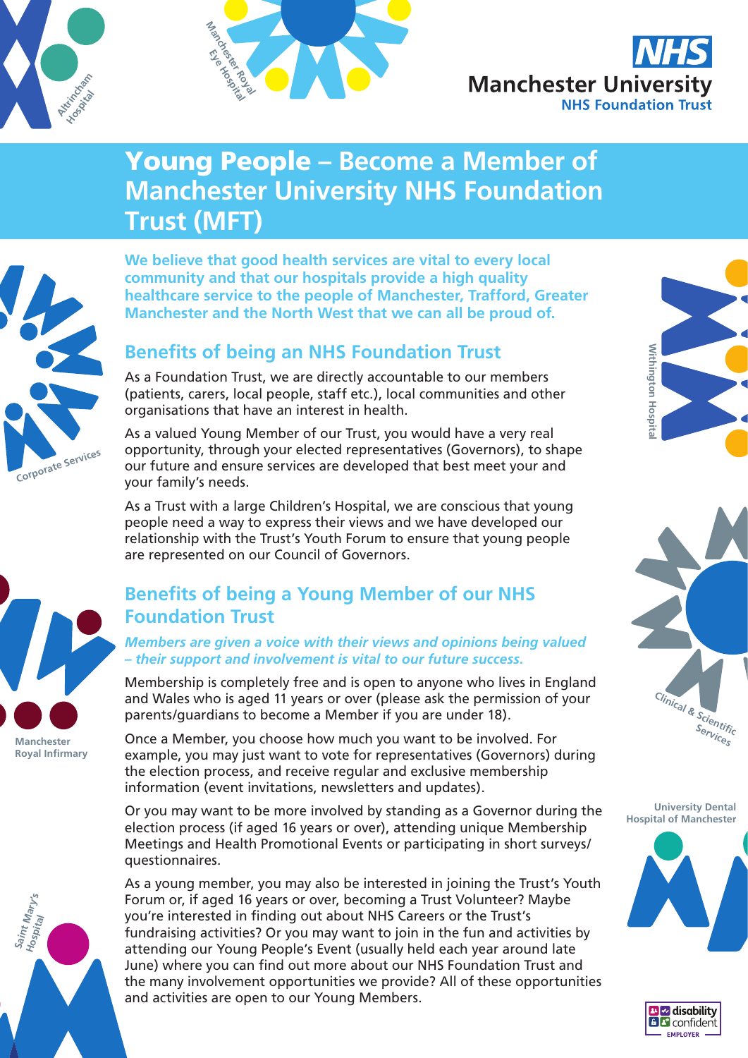Altrincham Hospital

Manchester Royal Eye Hospital

NHS Manchester University NHS Foundation Trust

# Young People – Become a Member of Manchester University NHS Foundation Trust (MFT)

**We believe that good health services are vital to every local community and that our hospitals provide a high quality healthcare service to the people of Manchester, Trafford, Greater Manchester and the North West that we can all be proud of.**

## Benefits of being an NHS Foundation Trust

As a Foundation Trust, we are directly accountable to our members (patients, carers, local people, staff etc.), local communities and other organisations that have an interest in health.

As a valued Young Member of our Trust, you would have a very real opportunity, through your elected representatives (Governors), to shape our future and ensure services are developed that best meet your and your family's needs.

As a Trust with a large Children's Hospital, we are conscious that young people need a way to express their views and we have developed our relationship with the Trust's Youth Forum to ensure that young people are represented on our Council of Governors.

## Benefits of being a Young Member of our NHS Foundation Trust

***Members are given a voice with their views and opinions being valued – their support and involvement is vital to our future success.***

Membership is completely free and is open to anyone who lives in England and Wales who is aged 11 years or over (please ask the permission of your parents/guardians to become a Member if you are under 18).

Once a Member, you choose how much you want to be involved. For example, you may just want to vote for representatives (Governors) during the election process, and receive regular and exclusive membership information (event invitations, newsletters and updates).

Or you may want to be more involved by standing as a Governor during the election process (if aged 16 years or over), attending unique Membership Meetings and Health Promotional Events or participating in short surveys/questionnaires.

As a young member, you may also be interested in joining the Trust's Youth Forum or, if aged 16 years or over, becoming a Trust Volunteer? Maybe you're interested in finding out about NHS Careers or the Trust's fundraising activities? Or you may want to join in the fun and activities by attending our Young People's Event (usually held each year around late June) where you can find out more about our NHS Foundation Trust and the many involvement opportunities we provide? All of these opportunities and activities are open to our Young Members.

Corporate Services

Manchester Royal Infirmary

Saint Mary's Hospital

Withington Hospital

Clinical & Scientific Services

University Dental Hospital of Manchester

disability confident EMPLOYER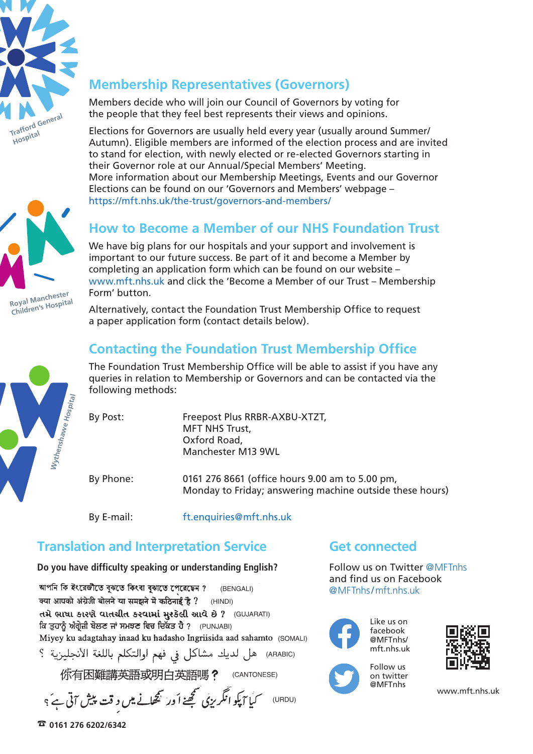Trafford General Hospital

## Membership Representatives (Governors)

Members decide who will join our Council of Governors by voting for the people that they feel best represents their views and opinions.

Elections for Governors are usually held every year (usually around Summer/Autumn). Eligible members are informed of the election process and are invited to stand for election, with newly elected or re-elected Governors starting in their Governor role at our Annual/Special Members' Meeting.
More information about our Membership Meetings, Events and our Governor Elections can be found on our 'Governors and Members' webpage – https://mft.nhs.uk/the-trust/governors-and-members/

Royal Manchester Children's Hospital

## How to Become a Member of our NHS Foundation Trust

We have big plans for our hospitals and your support and involvement is important to our future success. Be part of it and become a Member by completing an application form which can be found on our website – www.mft.nhs.uk and click the 'Become a Member of our Trust – Membership Form' button.

Alternatively, contact the Foundation Trust Membership Office to request a paper application form (contact details below).

Wythenshawe Hospital

## Contacting the Foundation Trust Membership Office

The Foundation Trust Membership Office will be able to assist if you have any queries in relation to Membership or Governors and can be contacted via the following methods:

| | |
|---|---|
| By Post: | Freepost Plus RRBR-AXBU-XTZT,<br>MFT NHS Trust,<br>Oxford Road,<br>Manchester M13 9WL |
| By Phone: | 0161 276 8661 (office hours 9.00 am to 5.00 pm,<br>Monday to Friday; answering machine outside these hours) |
| By E-mail: | ft.enquiries@mft.nhs.uk |

## Translation and Interpretation Service

**Do you have difficulty speaking or understanding English?**

আপনি কি ইংরেজীতে বুঝতে কিংবা বুঝাতে পেরেছেন ? (BENGALI)

क्या आपको अंग्रेज़ी बोलने या समझने में कठिनाई है ? (HINDI)

તમે ભાષા કારણે વાતચીત કરવામાં મુશ્કેલી આવે છે ? (GUJARATI)

ਕਿ ਤੁਹਾਨੂੰ ਅੰਗ੍ਰੇਜ਼ੀ ਬੋਲਣ ਜਾਂ ਸਮਝਣ ਵਿਚ ਦਿੱਕਤ ਹੈ ? (PUNJABI)

Miyey ku adagtahay inaad ku hadasho Ingriisida aad sahamto (SOMALI)

هل لديك مشاكل في فهم والتكلم باللغة الأنجليزية ؟ (ARABIC)

你有困難講英語或明白英語嗎？ (CANTONESE)

کیا آپکو انگریزی سمجھنے اور سمجھانے میں دِقت پیش آتی ہے؟ (URDU)

☎ **0161 276 6202/6342**

## Get connected

Follow us on Twitter @MFTnhs
and find us on Facebook
@MFTnhs/mft.nhs.uk

Like us on facebook @MFTnhs/ mft.nhs.uk

Follow us on twitter @MFTnhs

www.mft.nhs.uk